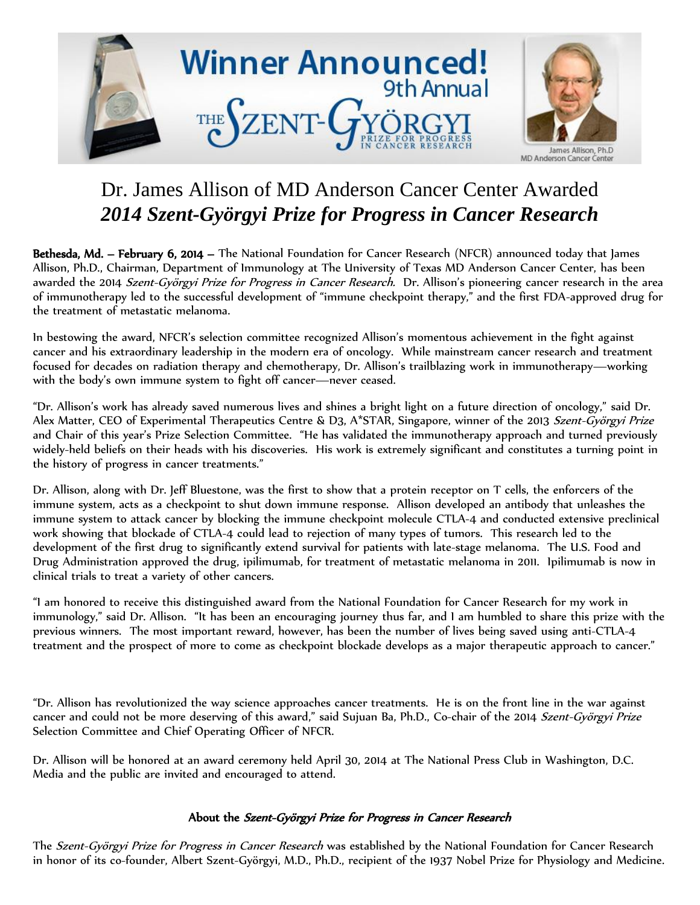# Dr. James Allison of MD Anderson Cancer Center Awarded
# *2014 Szent-Györgyi Prize for Progress in Cancer Research*

**Bethesda, Md. – February 6, 2014 –** The National Foundation for Cancer Research (NFCR) announced today that James Allison, Ph.D., Chairman, Department of Immunology at The University of Texas MD Anderson Cancer Center, has been awarded the 2014 *Szent-Györgyi Prize for Progress in Cancer Research.* Dr. Allison's pioneering cancer research in the area of immunotherapy led to the successful development of "immune checkpoint therapy," and the first FDA-approved drug for the treatment of metastatic melanoma.

In bestowing the award, NFCR's selection committee recognized Allison's momentous achievement in the fight against cancer and his extraordinary leadership in the modern era of oncology. While mainstream cancer research and treatment focused for decades on radiation therapy and chemotherapy, Dr. Allison's trailblazing work in immunotherapy—working with the body's own immune system to fight off cancer—never ceased.

"Dr. Allison's work has already saved numerous lives and shines a bright light on a future direction of oncology," said Dr. Alex Matter, CEO of Experimental Therapeutics Centre & D3, A*STAR, Singapore, winner of the 2013 *Szent-Györgyi Prize* and Chair of this year's Prize Selection Committee. "He has validated the immunotherapy approach and turned previously widely-held beliefs on their heads with his discoveries. His work is extremely significant and constitutes a turning point in the history of progress in cancer treatments."

Dr. Allison, along with Dr. Jeff Bluestone, was the first to show that a protein receptor on T cells, the enforcers of the immune system, acts as a checkpoint to shut down immune response. Allison developed an antibody that unleashes the immune system to attack cancer by blocking the immune checkpoint molecule CTLA-4 and conducted extensive preclinical work showing that blockade of CTLA-4 could lead to rejection of many types of tumors. This research led to the development of the first drug to significantly extend survival for patients with late-stage melanoma. The U.S. Food and Drug Administration approved the drug, ipilimumab, for treatment of metastatic melanoma in 2011. Ipilimumab is now in clinical trials to treat a variety of other cancers.

"I am honored to receive this distinguished award from the National Foundation for Cancer Research for my work in immunology," said Dr. Allison. "It has been an encouraging journey thus far, and I am humbled to share this prize with the previous winners. The most important reward, however, has been the number of lives being saved using anti-CTLA-4 treatment and the prospect of more to come as checkpoint blockade develops as a major therapeutic approach to cancer."

"Dr. Allison has revolutionized the way science approaches cancer treatments. He is on the front line in the war against cancer and could not be more deserving of this award," said Sujuan Ba, Ph.D., Co-chair of the 2014 *Szent-Györgyi Prize* Selection Committee and Chief Operating Officer of NFCR.

Dr. Allison will be honored at an award ceremony held April 30, 2014 at The National Press Club in Washington, D.C. Media and the public are invited and encouraged to attend.

## About the *Szent-Györgyi Prize for Progress in Cancer Research*

The *Szent-Györgyi Prize for Progress in Cancer Research* was established by the National Foundation for Cancer Research in honor of its co-founder, Albert Szent-Györgyi, M.D., Ph.D., recipient of the 1937 Nobel Prize for Physiology and Medicine.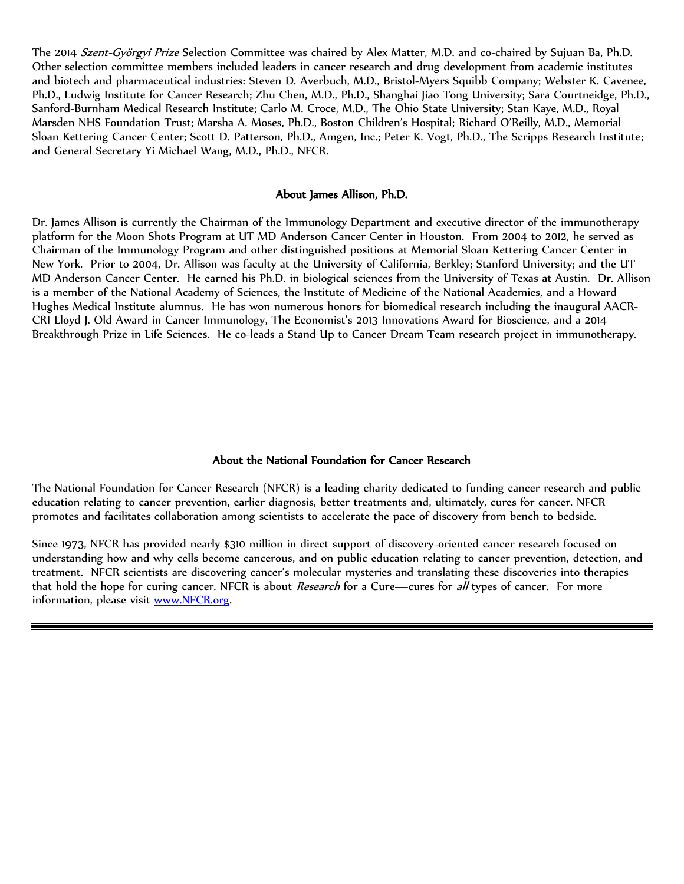The 2014 *Szent-Györgyi Prize* Selection Committee was chaired by Alex Matter, M.D. and co-chaired by Sujuan Ba, Ph.D. Other selection committee members included leaders in cancer research and drug development from academic institutes and biotech and pharmaceutical industries: Steven D. Averbuch, M.D., Bristol-Myers Squibb Company; Webster K. Cavenee, Ph.D., Ludwig Institute for Cancer Research; Zhu Chen, M.D., Ph.D., Shanghai Jiao Tong University; Sara Courtneidge, Ph.D., Sanford-Burnham Medical Research Institute; Carlo M. Croce, M.D., The Ohio State University; Stan Kaye, M.D., Royal Marsden NHS Foundation Trust; Marsha A. Moses, Ph.D., Boston Children's Hospital; Richard O'Reilly, M.D., Memorial Sloan Kettering Cancer Center; Scott D. Patterson, Ph.D., Amgen, Inc.; Peter K. Vogt, Ph.D., The Scripps Research Institute; and General Secretary Yi Michael Wang, M.D., Ph.D., NFCR.

## About James Allison, Ph.D.

Dr. James Allison is currently the Chairman of the Immunology Department and executive director of the immunotherapy platform for the Moon Shots Program at UT MD Anderson Cancer Center in Houston. From 2004 to 2012, he served as Chairman of the Immunology Program and other distinguished positions at Memorial Sloan Kettering Cancer Center in New York. Prior to 2004, Dr. Allison was faculty at the University of California, Berkley; Stanford University; and the UT MD Anderson Cancer Center. He earned his Ph.D. in biological sciences from the University of Texas at Austin. Dr. Allison is a member of the National Academy of Sciences, the Institute of Medicine of the National Academies, and a Howard Hughes Medical Institute alumnus. He has won numerous honors for biomedical research including the inaugural AACR-CRI Lloyd J. Old Award in Cancer Immunology, The Economist's 2013 Innovations Award for Bioscience, and a 2014 Breakthrough Prize in Life Sciences. He co-leads a Stand Up to Cancer Dream Team research project in immunotherapy.

## About the National Foundation for Cancer Research

The National Foundation for Cancer Research (NFCR) is a leading charity dedicated to funding cancer research and public education relating to cancer prevention, earlier diagnosis, better treatments and, ultimately, cures for cancer. NFCR promotes and facilitates collaboration among scientists to accelerate the pace of discovery from bench to bedside.

Since 1973, NFCR has provided nearly $310 million in direct support of discovery-oriented cancer research focused on understanding how and why cells become cancerous, and on public education relating to cancer prevention, detection, and treatment. NFCR scientists are discovering cancer's molecular mysteries and translating these discoveries into therapies that hold the hope for curing cancer. NFCR is about *Research* for a Cure—cures for *all* types of cancer. For more information, please visit www.NFCR.org.